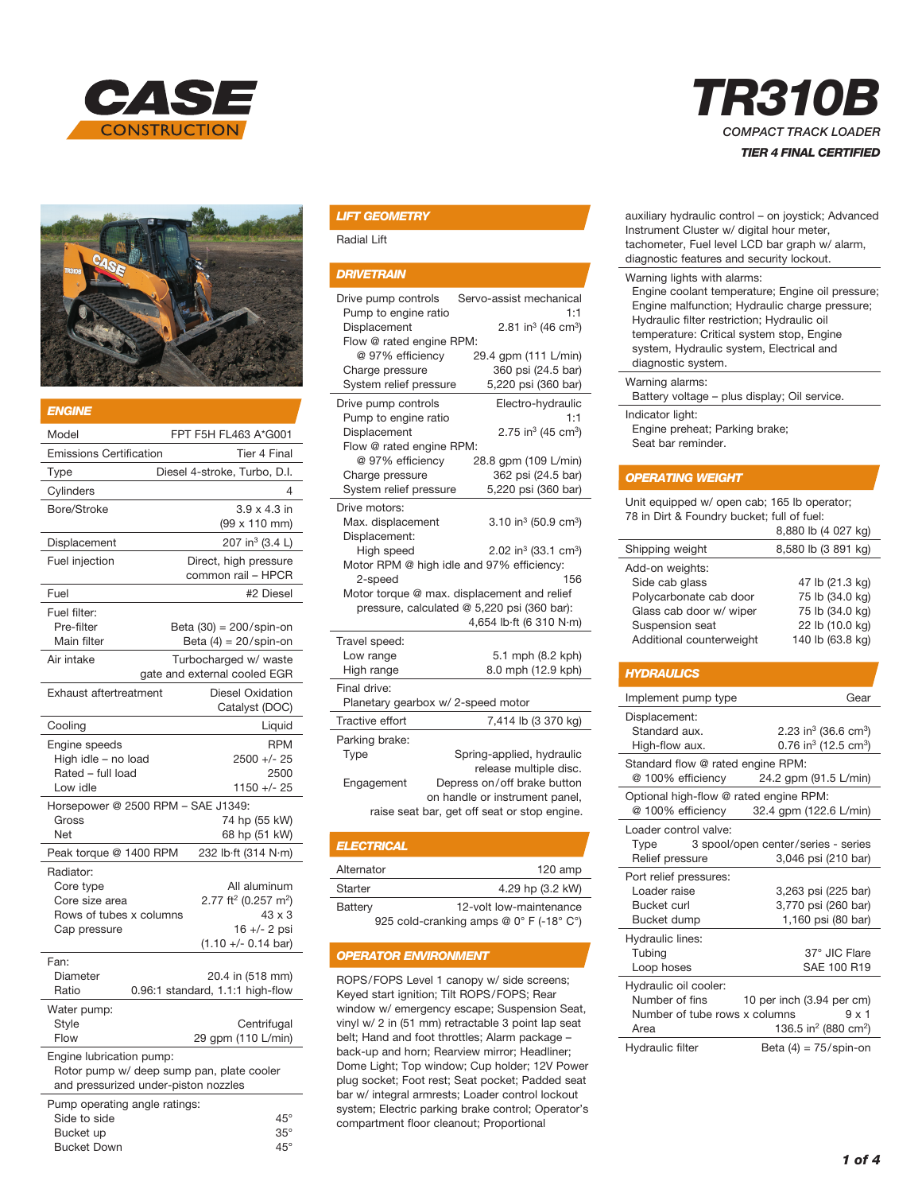# CASE CONSTRUCTION

# TR310B

*COMPACT TRACK LOADER*

***TIER 4 FINAL CERTIFIED***

## ENGINE

| | |
|---|---|
| Model | FPT F5H FL463 A*G001 |
| Emissions Certification | Tier 4 Final |
| Type | Diesel 4-stroke, Turbo, D.I. |
| Cylinders | 4 |
| Bore/Stroke | 3.9 x 4.3 in (99 x 110 mm) |
| Displacement | 207 in³ (3.4 L) |
| Fuel injection | Direct, high pressure common rail – HPCR |
| Fuel | #2 Diesel |
| Fuel filter: | |
| Pre-filter | Beta (30) = 200/spin-on |
| Main filter | Beta (4) = 20/spin-on |
| Air intake | Turbocharged w/ waste gate and external cooled EGR |
| Exhaust aftertreatment | Diesel Oxidation Catalyst (DOC) |
| Cooling | Liquid |
| Engine speeds | RPM |
| High idle – no load | 2500 +/- 25 |
| Rated – full load | 2500 |
| Low idle | 1150 +/- 25 |
| Horsepower @ 2500 RPM – SAE J1349: | |
| Gross | 74 hp (55 kW) |
| Net | 68 hp (51 kW) |
| Peak torque @ 1400 RPM | 232 lb·ft (314 N·m) |
| Radiator: | |
| Core type | All aluminum |
| Core size area | 2.77 ft² (0.257 m²) |
| Rows of tubes x columns | 43 x 3 |
| Cap pressure | 16 +/- 2 psi (1.10 +/- 0.14 bar) |
| Fan: | |
| Diameter | 20.4 in (518 mm) |
| Ratio | 0.96:1 standard, 1.1:1 high-flow |
| Water pump: | |
| Style | Centrifugal |
| Flow | 29 gpm (110 L/min) |

Engine lubrication pump:
Rotor pump w/ deep sump pan, plate cooler and pressurized under-piston nozzles

| Pump operating angle ratings: | |
|---|---|
| Side to side | 45° |
| Bucket up | 35° |
| Bucket Down | 45° |

## LIFT GEOMETRY

Radial Lift

## DRIVETRAIN

| | |
|---|---|
| Drive pump controls | Servo-assist mechanical |
| Pump to engine ratio | 1:1 |
| Displacement | 2.81 in³ (46 cm³) |
| Flow @ rated engine RPM: | |
| @ 97% efficiency | 29.4 gpm (111 L/min) |
| Charge pressure | 360 psi (24.5 bar) |
| System relief pressure | 5,220 psi (360 bar) |
| Drive pump controls | Electro-hydraulic |
| Pump to engine ratio | 1:1 |
| Displacement | 2.75 in³ (45 cm³) |
| Flow @ rated engine RPM: | |
| @ 97% efficiency | 28.8 gpm (109 L/min) |
| Charge pressure | 362 psi (24.5 bar) |
| System relief pressure | 5,220 psi (360 bar) |
| Drive motors: | |
| Max. displacement | 3.10 in³ (50.9 cm³) |
| Displacement: | |
| High speed | 2.02 in³ (33.1 cm³) |
| Motor RPM @ high idle and 97% efficiency: | |
| 2-speed | 156 |
| Motor torque @ max. displacement and relief pressure, calculated @ 5,220 psi (360 bar): | 4,654 lb·ft (6 310 N·m) |
| Travel speed: | |
| Low range | 5.1 mph (8.2 kph) |
| High range | 8.0 mph (12.9 kph) |
| Final drive: | Planetary gearbox w/ 2-speed motor |
| Tractive effort | 7,414 lb (3 370 kg) |
| Parking brake: | |
| Type | Spring-applied, hydraulic release multiple disc. |
| Engagement | Depress on/off brake button on handle or instrument panel, raise seat bar, get off seat or stop engine. |

## ELECTRICAL

| | |
|---|---|
| Alternator | 120 amp |
| Starter | 4.29 hp (3.2 kW) |
| Battery | 12-volt low-maintenance 925 cold-cranking amps @ 0° F (-18° C°) |

## OPERATOR ENVIRONMENT

ROPS/FOPS Level 1 canopy w/ side screens; Keyed start ignition; Tilt ROPS/FOPS; Rear window w/ emergency escape; Suspension Seat, vinyl w/ 2 in (51 mm) retractable 3 point lap seat belt; Hand and foot throttles; Alarm package – back-up and horn; Rearview mirror; Headliner; Dome Light; Top window; Cup holder; 12V Power plug socket; Foot rest; Seat pocket; Padded seat bar w/ integral armrests; Loader control lockout system; Electric parking brake control; Operator's compartment floor cleanout; Proportional auxiliary hydraulic control – on joystick; Advanced Instrument Cluster w/ digital hour meter, tachometer, Fuel level LCD bar graph w/ alarm, diagnostic features and security lockout.

Warning lights with alarms:
Engine coolant temperature; Engine oil pressure; Engine malfunction; Hydraulic charge pressure; Hydraulic filter restriction; Hydraulic oil temperature: Critical system stop, Engine system, Hydraulic system, Electrical and diagnostic system.

Warning alarms:
Battery voltage – plus display; Oil service.

Indicator light:
Engine preheat; Parking brake; Seat bar reminder.

## OPERATING WEIGHT

| | |
|---|---|
| Unit equipped w/ open cab; 165 lb operator; 78 in Dirt & Foundry bucket; full of fuel: | 8,880 lb (4 027 kg) |
| Shipping weight | 8,580 lb (3 891 kg) |
| Add-on weights: | |
| Side cab glass | 47 lb (21.3 kg) |
| Polycarbonate cab door | 75 lb (34.0 kg) |
| Glass cab door w/ wiper | 75 lb (34.0 kg) |
| Suspension seat | 22 lb (10.0 kg) |
| Additional counterweight | 140 lb (63.8 kg) |

## HYDRAULICS

| | |
|---|---|
| Implement pump type | Gear |
| Displacement: | |
| Standard aux. | 2.23 in³ (36.6 cm³) |
| High-flow aux. | 0.76 in³ (12.5 cm³) |
| Standard flow @ rated engine RPM: | |
| @ 100% efficiency | 24.2 gpm (91.5 L/min) |
| Optional high-flow @ rated engine RPM: | |
| @ 100% efficiency | 32.4 gpm (122.6 L/min) |
| Loader control valve: | |
| Type | 3 spool/open center/series - series |
| Relief pressure | 3,046 psi (210 bar) |
| Port relief pressures: | |
| Loader raise | 3,263 psi (225 bar) |
| Bucket curl | 3,770 psi (260 bar) |
| Bucket dump | 1,160 psi (80 bar) |
| Hydraulic lines: | |
| Tubing | 37° JIC Flare |
| Loop hoses | SAE 100 R19 |
| Hydraulic oil cooler: | |
| Number of fins | 10 per inch (3.94 per cm) |
| Number of tube rows x columns | 9 x 1 |
| Area | 136.5 in² (880 cm²) |
| Hydraulic filter | Beta (4) = 75/spin-on |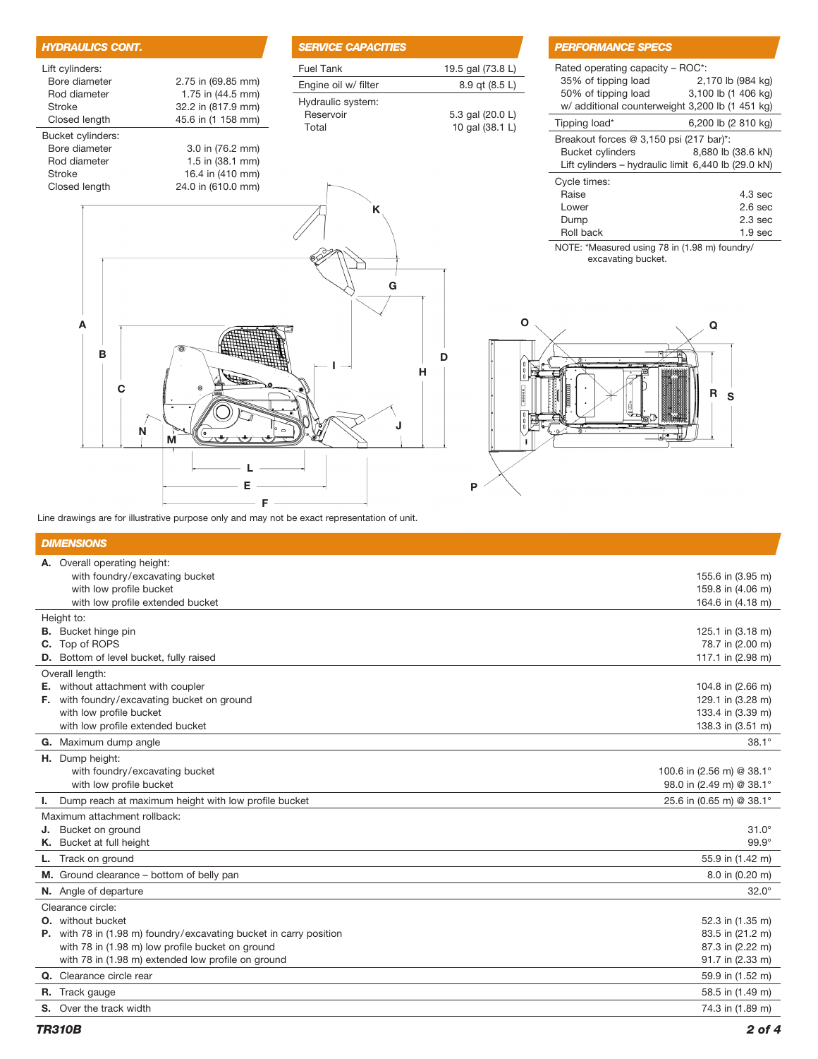## HYDRAULICS CONT.

| | |
|---|---|
| Lift cylinders: | |
| Bore diameter | 2.75 in (69.85 mm) |
| Rod diameter | 1.75 in (44.5 mm) |
| Stroke | 32.2 in (817.9 mm) |
| Closed length | 45.6 in (1 158 mm) |
| Bucket cylinders: | |
| Bore diameter | 3.0 in (76.2 mm) |
| Rod diameter | 1.5 in (38.1 mm) |
| Stroke | 16.4 in (410 mm) |
| Closed length | 24.0 in (610.0 mm) |

## SERVICE CAPACITIES

| | |
|---|---|
| Fuel Tank | 19.5 gal (73.8 L) |
| Engine oil w/ filter | 8.9 qt (8.5 L) |
| Hydraulic system: | |
| Reservoir | 5.3 gal (20.0 L) |
| Total | 10 gal (38.1 L) |

## PERFORMANCE SPECS

| | |
|---|---|
| Rated operating capacity – ROC*: | |
| 35% of tipping load | 2,170 lb (984 kg) |
| 50% of tipping load | 3,100 lb (1 406 kg) |
| w/ additional counterweight | 3,200 lb (1 451 kg) |
| Tipping load* | 6,200 lb (2 810 kg) |
| Breakout forces @ 3,150 psi (217 bar)*: | |
| Bucket cylinders | 8,680 lb (38.6 kN) |
| Lift cylinders – hydraulic limit | 6,440 lb (29.0 kN) |
| Cycle times: | |
| Raise | 4.3 sec |
| Lower | 2.6 sec |
| Dump | 2.3 sec |
| Roll back | 1.9 sec |

NOTE: *Measured using 78 in (1.98 m) foundry/ excavating bucket.

Line drawings are for illustrative purpose only and may not be exact representation of unit.

## DIMENSIONS

| | |
|---|---|
| **A.** Overall operating height: | |
| with foundry/excavating bucket | 155.6 in (3.95 m) |
| with low profile bucket | 159.8 in (4.06 m) |
| with low profile extended bucket | 164.6 in (4.18 m) |
| Height to: | |
| **B.** Bucket hinge pin | 125.1 in (3.18 m) |
| **C.** Top of ROPS | 78.7 in (2.00 m) |
| **D.** Bottom of level bucket, fully raised | 117.1 in (2.98 m) |
| Overall length: | |
| **E.** without attachment with coupler | 104.8 in (2.66 m) |
| **F.** with foundry/excavating bucket on ground | 129.1 in (3.28 m) |
| with low profile bucket | 133.4 in (3.39 m) |
| with low profile extended bucket | 138.3 in (3.51 m) |
| **G.** Maximum dump angle | 38.1° |
| **H.** Dump height: | |
| with foundry/excavating bucket | 100.6 in (2.56 m) @ 38.1° |
| with low profile bucket | 98.0 in (2.49 m) @ 38.1° |
| **I.** Dump reach at maximum height with low profile bucket | 25.6 in (0.65 m) @ 38.1° |
| Maximum attachment rollback: | |
| **J.** Bucket on ground | 31.0° |
| **K.** Bucket at full height | 99.9° |
| **L.** Track on ground | 55.9 in (1.42 m) |
| **M.** Ground clearance – bottom of belly pan | 8.0 in (0.20 m) |
| **N.** Angle of departure | 32.0° |
| Clearance circle: | |
| **O.** without bucket | 52.3 in (1.35 m) |
| **P.** with 78 in (1.98 m) foundry/excavating bucket in carry position | 83.5 in (21.2 m) |
| with 78 in (1.98 m) low profile bucket on ground | 87.3 in (2.22 m) |
| with 78 in (1.98 m) extended low profile on ground | 91.7 in (2.33 m) |
| **Q.** Clearance circle rear | 59.9 in (1.52 m) |
| **R.** Track gauge | 58.5 in (1.49 m) |
| **S.** Over the track width | 74.3 in (1.89 m) |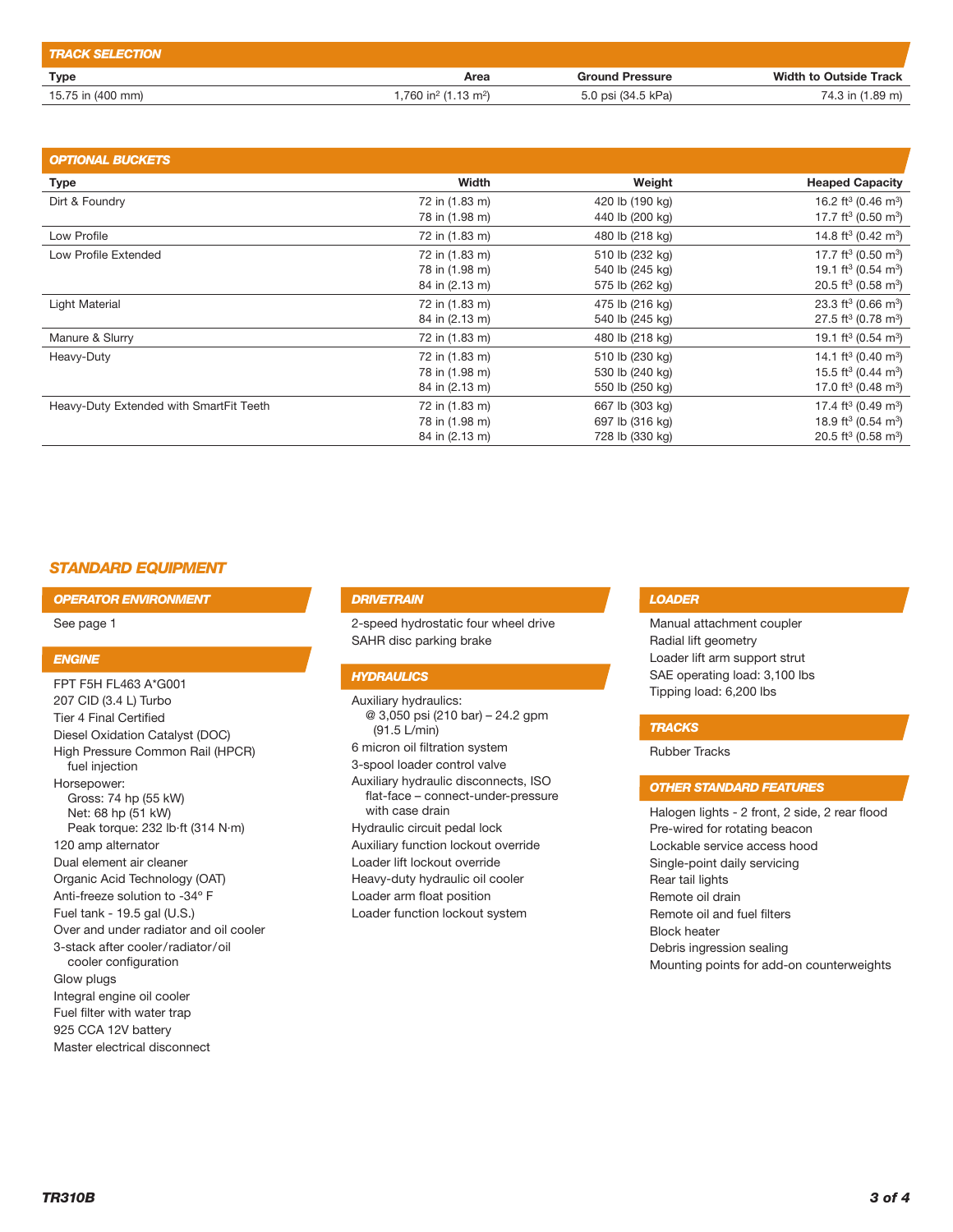## TRACK SELECTION

| Type | Area | Ground Pressure | Width to Outside Track |
|---|---|---|---|
| 15.75 in (400 mm) | 1,760 in$^2$ (1.13 m$^2$) | 5.0 psi (34.5 kPa) | 74.3 in (1.89 m) |

## OPTIONAL BUCKETS

| Type | Width | Weight | Heaped Capacity |
|---|---|---|---|
| Dirt & Foundry | 72 in (1.83 m) | 420 lb (190 kg) | 16.2 ft$^3$ (0.46 m$^3$) |
| | 78 in (1.98 m) | 440 lb (200 kg) | 17.7 ft$^3$ (0.50 m$^3$) |
| Low Profile | 72 in (1.83 m) | 480 lb (218 kg) | 14.8 ft$^3$ (0.42 m$^3$) |
| Low Profile Extended | 72 in (1.83 m) | 510 lb (232 kg) | 17.7 ft$^3$ (0.50 m$^3$) |
| | 78 in (1.98 m) | 540 lb (245 kg) | 19.1 ft$^3$ (0.54 m$^3$) |
| | 84 in (2.13 m) | 575 lb (262 kg) | 20.5 ft$^3$ (0.58 m$^3$) |
| Light Material | 72 in (1.83 m) | 475 lb (216 kg) | 23.3 ft$^3$ (0.66 m$^3$) |
| | 84 in (2.13 m) | 540 lb (245 kg) | 27.5 ft$^3$ (0.78 m$^3$) |
| Manure & Slurry | 72 in (1.83 m) | 480 lb (218 kg) | 19.1 ft$^3$ (0.54 m$^3$) |
| Heavy-Duty | 72 in (1.83 m) | 510 lb (230 kg) | 14.1 ft$^3$ (0.40 m$^3$) |
| | 78 in (1.98 m) | 530 lb (240 kg) | 15.5 ft$^3$ (0.44 m$^3$) |
| | 84 in (2.13 m) | 550 lb (250 kg) | 17.0 ft$^3$ (0.48 m$^3$) |
| Heavy-Duty Extended with SmartFit Teeth | 72 in (1.83 m) | 667 lb (303 kg) | 17.4 ft$^3$ (0.49 m$^3$) |
| | 78 in (1.98 m) | 697 lb (316 kg) | 18.9 ft$^3$ (0.54 m$^3$) |
| | 84 in (2.13 m) | 728 lb (330 kg) | 20.5 ft$^3$ (0.58 m$^3$) |

## STANDARD EQUIPMENT

### OPERATOR ENVIRONMENT

See page 1

### ENGINE

FPT F5H FL463 A*G001
207 CID (3.4 L) Turbo
Tier 4 Final Certified
Diesel Oxidation Catalyst (DOC)
High Pressure Common Rail (HPCR) fuel injection
Horsepower:
- Gross: 74 hp (55 kW)
- Net: 68 hp (51 kW)
- Peak torque: 232 lb·ft (314 N·m)

120 amp alternator
Dual element air cleaner
Organic Acid Technology (OAT)
Anti-freeze solution to -34° F
Fuel tank - 19.5 gal (U.S.)
Over and under radiator and oil cooler
3-stack after cooler/radiator/oil cooler configuration
Glow plugs
Integral engine oil cooler
Fuel filter with water trap
925 CCA 12V battery
Master electrical disconnect

### DRIVETRAIN

2-speed hydrostatic four wheel drive
SAHR disc parking brake

### HYDRAULICS

Auxiliary hydraulics:
- @ 3,050 psi (210 bar) – 24.2 gpm (91.5 L/min)

6 micron oil filtration system
3-spool loader control valve
Auxiliary hydraulic disconnects, ISO flat-face – connect-under-pressure with case drain
Hydraulic circuit pedal lock
Auxiliary function lockout override
Loader lift lockout override
Heavy-duty hydraulic oil cooler
Loader arm float position
Loader function lockout system

### LOADER

Manual attachment coupler
Radial lift geometry
Loader lift arm support strut
SAE operating load: 3,100 lbs
Tipping load: 6,200 lbs

### TRACKS

Rubber Tracks

### OTHER STANDARD FEATURES

Halogen lights - 2 front, 2 side, 2 rear flood
Pre-wired for rotating beacon
Lockable service access hood
Single-point daily servicing
Rear tail lights
Remote oil drain
Remote oil and fuel filters
Block heater
Debris ingression sealing
Mounting points for add-on counterweights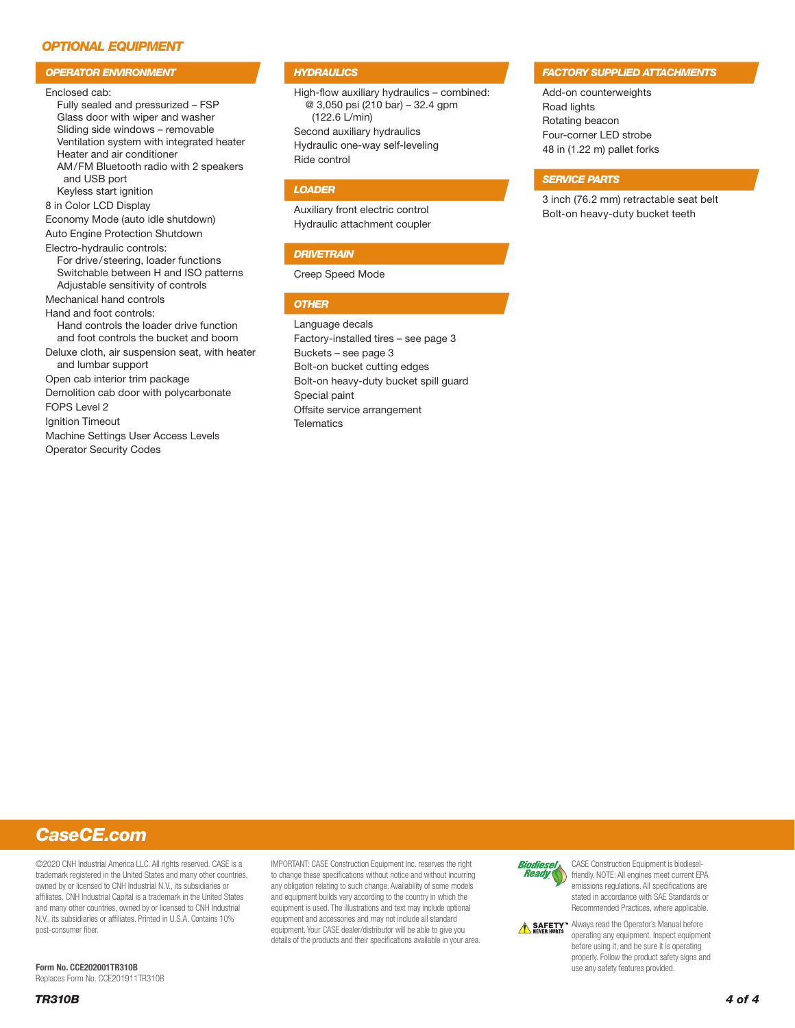## OPTIONAL EQUIPMENT

### OPERATOR ENVIRONMENT

- Enclosed cab:
  - Fully sealed and pressurized – FSP
  - Glass door with wiper and washer
  - Sliding side windows – removable
  - Ventilation system with integrated heater
  - Heater and air conditioner
  - AM/FM Bluetooth radio with 2 speakers and USB port
  - Keyless start ignition
- 8 in Color LCD Display
- Economy Mode (auto idle shutdown)
- Auto Engine Protection Shutdown
- Electro-hydraulic controls:
  - For drive/steering, loader functions
  - Switchable between H and ISO patterns
  - Adjustable sensitivity of controls
- Mechanical hand controls
- Hand and foot controls:
  - Hand controls the loader drive function and foot controls the bucket and boom
- Deluxe cloth, air suspension seat, with heater and lumbar support
- Open cab interior trim package
- Demolition cab door with polycarbonate
- FOPS Level 2
- Ignition Timeout
- Machine Settings User Access Levels
- Operator Security Codes

### HYDRAULICS

- High-flow auxiliary hydraulics – combined: @ 3,050 psi (210 bar) – 32.4 gpm (122.6 L/min)
- Second auxiliary hydraulics
- Hydraulic one-way self-leveling
- Ride control

### LOADER

- Auxiliary front electric control
- Hydraulic attachment coupler

### DRIVETRAIN

- Creep Speed Mode

### OTHER

- Language decals
- Factory-installed tires – see page 3
- Buckets – see page 3
- Bolt-on bucket cutting edges
- Bolt-on heavy-duty bucket spill guard
- Special paint
- Offsite service arrangement
- Telematics

### FACTORY SUPPLIED ATTACHMENTS

- Add-on counterweights
- Road lights
- Rotating beacon
- Four-corner LED strobe
- 48 in (1.22 m) pallet forks

### SERVICE PARTS

- 3 inch (76.2 mm) retractable seat belt
- Bolt-on heavy-duty bucket teeth

**CaseCE.com**

©2020 CNH Industrial America LLC. All rights reserved. CASE is a trademark registered in the United States and many other countries, owned by or licensed to CNH Industrial N.V., its subsidiaries or affiliates. CNH Industrial Capital is a trademark in the United States and many other countries, owned by or licensed to CNH Industrial N.V., its subsidiaries or affiliates. Printed in U.S.A. Contains 10% post-consumer fiber.

IMPORTANT: CASE Construction Equipment Inc. reserves the right to change these specifications without notice and without incurring any obligation relating to such change. Availability of some models and equipment builds vary according to the country in which the equipment is used. The illustrations and text may include optional equipment and accessories and may not include all standard equipment. Your CASE dealer/distributor will be able to give you details of the products and their specifications available in your area.

Biodiesel Ready — CASE Construction Equipment is biodiesel-friendly. NOTE: All engines meet current EPA emissions regulations. All specifications are stated in accordance with SAE Standards or Recommended Practices, where applicable.

SAFETY™ NEVER HURTS — Always read the Operator's Manual before operating any equipment. Inspect equipment before using it, and be sure it is operating properly. Follow the product safety signs and use any safety features provided.

**Form No. CCE202001TR310B**
Replaces Form No. CCE201911TR310B

***TR310B***